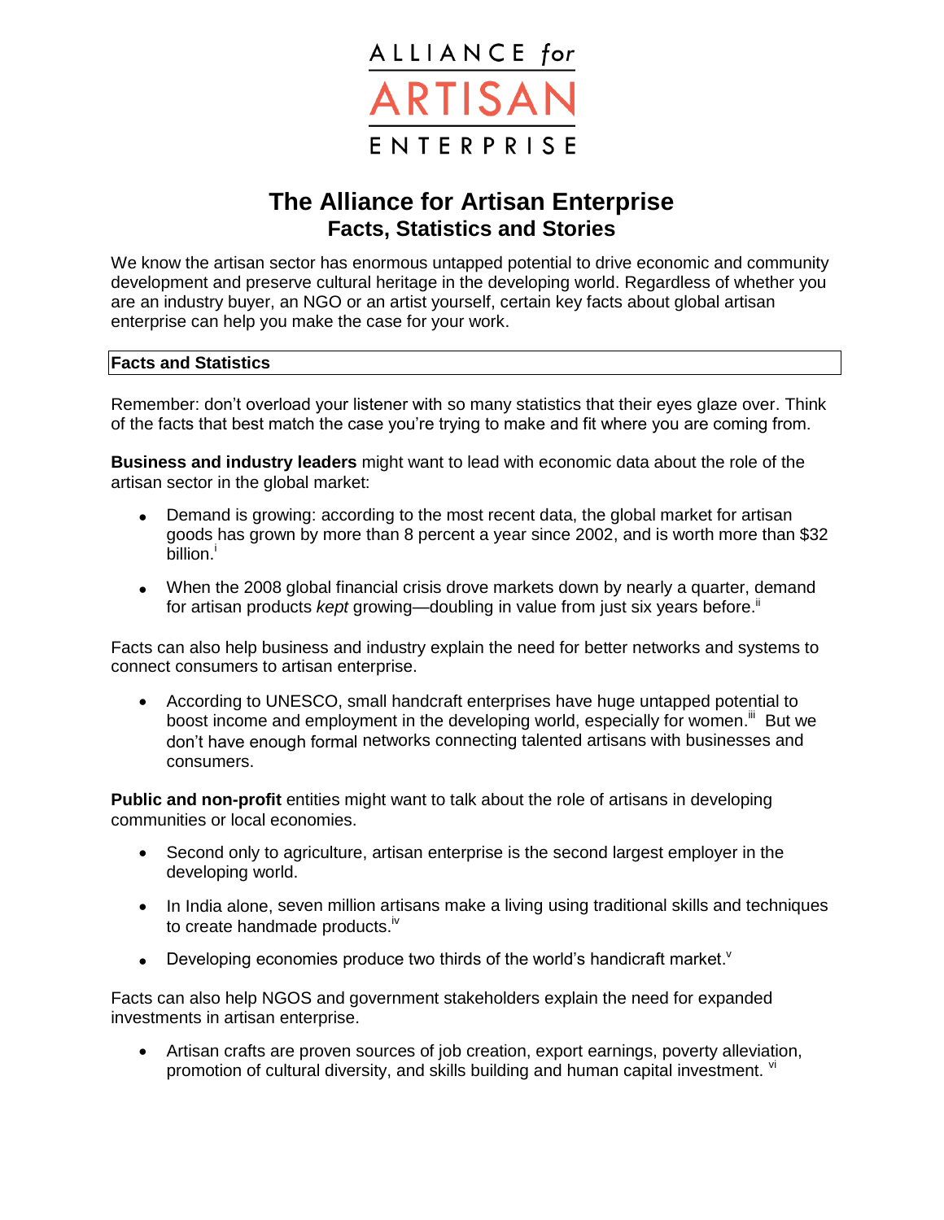ALLIANCE *for* ARTISAN ENTERPRISE

# The Alliance for Artisan Enterprise
## Facts, Statistics and Stories

We know the artisan sector has enormous untapped potential to drive economic and community development and preserve cultural heritage in the developing world. Regardless of whether you are an industry buyer, an NGO or an artist yourself, certain key facts about global artisan enterprise can help you make the case for your work.

### Facts and Statistics

Remember: don't overload your listener with so many statistics that their eyes glaze over. Think of the facts that best match the case you're trying to make and fit where you are coming from.

**Business and industry leaders** might want to lead with economic data about the role of the artisan sector in the global market:

- Demand is growing: according to the most recent data, the global market for artisan goods has grown by more than 8 percent a year since 2002, and is worth more than $32 billion.[i]
- When the 2008 global financial crisis drove markets down by nearly a quarter, demand for artisan products *kept* growing—doubling in value from just six years before.[ii]

Facts can also help business and industry explain the need for better networks and systems to connect consumers to artisan enterprise.

- According to UNESCO, small handcraft enterprises have huge untapped potential to boost income and employment in the developing world, especially for women.[iii] But we don't have enough formal networks connecting talented artisans with businesses and consumers.

**Public and non-profit** entities might want to talk about the role of artisans in developing communities or local economies.

- Second only to agriculture, artisan enterprise is the second largest employer in the developing world.
- In India alone, seven million artisans make a living using traditional skills and techniques to create handmade products.[iv]
- Developing economies produce two thirds of the world's handicraft market.[v]

Facts can also help NGOS and government stakeholders explain the need for expanded investments in artisan enterprise.

- Artisan crafts are proven sources of job creation, export earnings, poverty alleviation, promotion of cultural diversity, and skills building and human capital investment. [vi]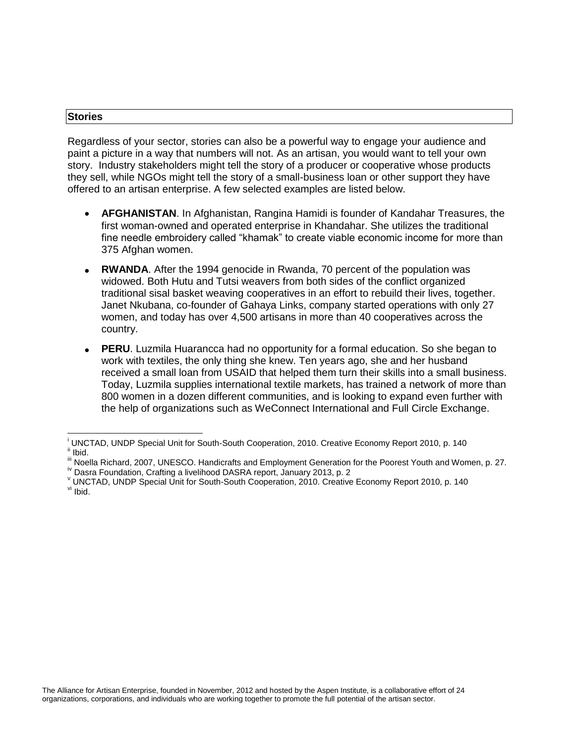## Stories

Regardless of your sector, stories can also be a powerful way to engage your audience and paint a picture in a way that numbers will not. As an artisan, you would want to tell your own story. Industry stakeholders might tell the story of a producer or cooperative whose products they sell, while NGOs might tell the story of a small-business loan or other support they have offered to an artisan enterprise. A few selected examples are listed below.

- **AFGHANISTAN**. In Afghanistan, Rangina Hamidi is founder of Kandahar Treasures, the first woman-owned and operated enterprise in Khandahar. She utilizes the traditional fine needle embroidery called "khamak" to create viable economic income for more than 375 Afghan women.
- **RWANDA**. After the 1994 genocide in Rwanda, 70 percent of the population was widowed. Both Hutu and Tutsi weavers from both sides of the conflict organized traditional sisal basket weaving cooperatives in an effort to rebuild their lives, together. Janet Nkubana, co-founder of Gahaya Links, company started operations with only 27 women, and today has over 4,500 artisans in more than 40 cooperatives across the country.
- **PERU**. Luzmila Huarancca had no opportunity for a formal education. So she began to work with textiles, the only thing she knew. Ten years ago, she and her husband received a small loan from USAID that helped them turn their skills into a small business. Today, Luzmila supplies international textile markets, has trained a network of more than 800 women in a dozen different communities, and is looking to expand even further with the help of organizations such as WeConnect International and Full Circle Exchange.

---

[i] UNCTAD, UNDP Special Unit for South-South Cooperation, 2010. Creative Economy Report 2010, p. 140
[ii] Ibid.
[iii] Noella Richard, 2007, UNESCO. Handicrafts and Employment Generation for the Poorest Youth and Women, p. 27.
[iv] Dasra Foundation, Crafting a livelihood DASRA report, January 2013, p. 2
[v] UNCTAD, UNDP Special Unit for South-South Cooperation, 2010. Creative Economy Report 2010, p. 140
[vi] Ibid.